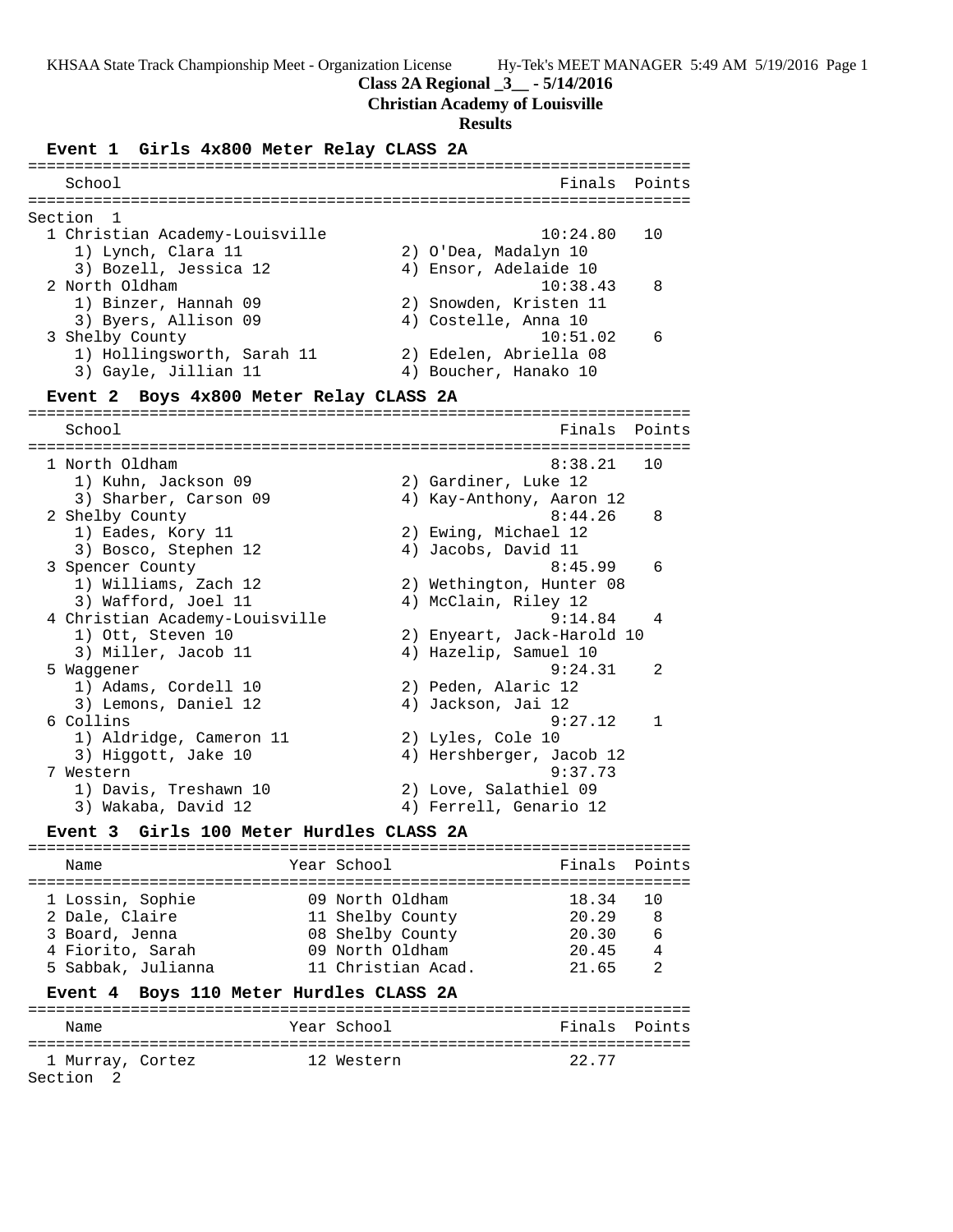# Class 2A Regional _3__ - 5/14/2016

## Christian Academy of Louisville

## Results

### Event 1 Girls 4x800 Meter Relay CLASS 2A

Section 1

| Place | School | Finals | Points |
|---|---|---|---|
| 1 | Christian Academy-Louisville | 10:24.80 | 10 |
| | 1) Lynch, Clara 11; 2) O'Dea, Madalyn 10; 3) Bozell, Jessica 12; 4) Ensor, Adelaide 10 | | |
| 2 | North Oldham | 10:38.43 | 8 |
| | 1) Binzer, Hannah 09; 2) Snowden, Kristen 11; 3) Byers, Allison 09; 4) Costelle, Anna 10 | | |
| 3 | Shelby County | 10:51.02 | 6 |
| | 1) Hollingsworth, Sarah 11; 2) Edelen, Abriella 08; 3) Gayle, Jillian 11; 4) Boucher, Hanako 10 | | |

### Event 2 Boys 4x800 Meter Relay CLASS 2A

| Place | School | Finals | Points |
|---|---|---|---|
| 1 | North Oldham | 8:38.21 | 10 |
| | 1) Kuhn, Jackson 09; 2) Gardiner, Luke 12; 3) Sharber, Carson 09; 4) Kay-Anthony, Aaron 12 | | |
| 2 | Shelby County | 8:44.26 | 8 |
| | 1) Eades, Kory 11; 2) Ewing, Michael 12; 3) Bosco, Stephen 12; 4) Jacobs, David 11 | | |
| 3 | Spencer County | 8:45.99 | 6 |
| | 1) Williams, Zach 12; 2) Wethington, Hunter 08; 3) Wafford, Joel 11; 4) McClain, Riley 12 | | |
| 4 | Christian Academy-Louisville | 9:14.84 | 4 |
| | 1) Ott, Steven 10; 2) Enyeart, Jack-Harold 10; 3) Miller, Jacob 11; 4) Hazelip, Samuel 10 | | |
| 5 | Waggener | 9:24.31 | 2 |
| | 1) Adams, Cordell 10; 2) Peden, Alaric 12; 3) Lemons, Daniel 12; 4) Jackson, Jai 12 | | |
| 6 | Collins | 9:27.12 | 1 |
| | 1) Aldridge, Cameron 11; 2) Lyles, Cole 10; 3) Higgott, Jake 10; 4) Hershberger, Jacob 12 | | |
| 7 | Western | 9:37.73 | |
| | 1) Davis, Treshawn 10; 2) Love, Salathiel 09; 3) Wakaba, David 12; 4) Ferrell, Genario 12 | | |

### Event 3 Girls 100 Meter Hurdles CLASS 2A

| Place | Name | Year | School | Finals | Points |
|---|---|---|---|---|---|
| 1 | Lossin, Sophie | 09 | North Oldham | 18.34 | 10 |
| 2 | Dale, Claire | 11 | Shelby County | 20.29 | 8 |
| 3 | Board, Jenna | 08 | Shelby County | 20.30 | 6 |
| 4 | Fiorito, Sarah | 09 | North Oldham | 20.45 | 4 |
| 5 | Sabbak, Julianna | 11 | Christian Acad. | 21.65 | 2 |

### Event 4 Boys 110 Meter Hurdles CLASS 2A

| Place | Name | Year | School | Finals | Points |
|---|---|---|---|---|---|
| 1 | Murray, Cortez | 12 | Western | 22.77 | |

Section 2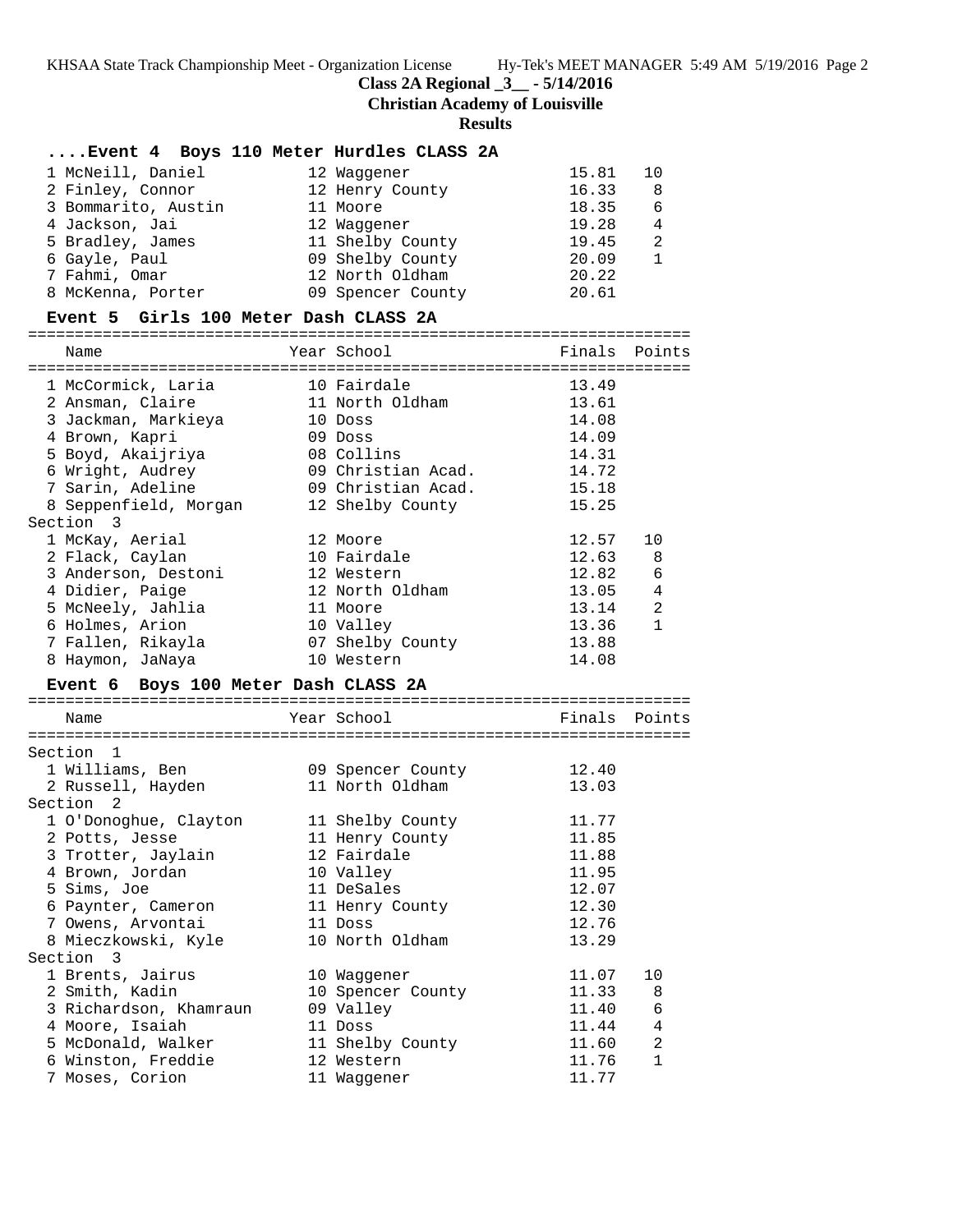## Class 2A Regional _3__ - 5/14/2016

**Christian Academy of Louisville**

**Results**

### ....Event 4 Boys 110 Meter Hurdles CLASS 2A

| Place | Name | Year | School | Finals | Points |
|---|---|---|---|---|---|
| 1 | McNeill, Daniel | 12 | Waggener | 15.81 | 10 |
| 2 | Finley, Connor | 12 | Henry County | 16.33 | 8 |
| 3 | Bommarito, Austin | 11 | Moore | 18.35 | 6 |
| 4 | Jackson, Jai | 12 | Waggener | 19.28 | 4 |
| 5 | Bradley, James | 11 | Shelby County | 19.45 | 2 |
| 6 | Gayle, Paul | 09 | Shelby County | 20.09 | 1 |
| 7 | Fahmi, Omar | 12 | North Oldham | 20.22 | |
| 8 | McKenna, Porter | 09 | Spencer County | 20.61 | |

### Event 5 Girls 100 Meter Dash CLASS 2A

| Place | Name | Year | School | Finals | Points |
|---|---|---|---|---|---|
| 1 | McCormick, Laria | 10 | Fairdale | 13.49 | |
| 2 | Ansman, Claire | 11 | North Oldham | 13.61 | |
| 3 | Jackman, Markieya | 10 | Doss | 14.08 | |
| 4 | Brown, Kapri | 09 | Doss | 14.09 | |
| 5 | Boyd, Akaijriya | 08 | Collins | 14.31 | |
| 6 | Wright, Audrey | 09 | Christian Acad. | 14.72 | |
| 7 | Sarin, Adeline | 09 | Christian Acad. | 15.18 | |
| 8 | Seppenfield, Morgan | 12 | Shelby County | 15.25 | |
| **Section 3** | | | | | |
| 1 | McKay, Aerial | 12 | Moore | 12.57 | 10 |
| 2 | Flack, Caylan | 10 | Fairdale | 12.63 | 8 |
| 3 | Anderson, Destoni | 12 | Western | 12.82 | 6 |
| 4 | Didier, Paige | 12 | North Oldham | 13.05 | 4 |
| 5 | McNeely, Jahlia | 11 | Moore | 13.14 | 2 |
| 6 | Holmes, Arion | 10 | Valley | 13.36 | 1 |
| 7 | Fallen, Rikayla | 07 | Shelby County | 13.88 | |
| 8 | Haymon, JaNaya | 10 | Western | 14.08 | |

### Event 6 Boys 100 Meter Dash CLASS 2A

| Place | Name | Year | School | Finals | Points |
|---|---|---|---|---|---|
| **Section 1** | | | | | |
| 1 | Williams, Ben | 09 | Spencer County | 12.40 | |
| 2 | Russell, Hayden | 11 | North Oldham | 13.03 | |
| **Section 2** | | | | | |
| 1 | O'Donoghue, Clayton | 11 | Shelby County | 11.77 | |
| 2 | Potts, Jesse | 11 | Henry County | 11.85 | |
| 3 | Trotter, Jaylain | 12 | Fairdale | 11.88 | |
| 4 | Brown, Jordan | 10 | Valley | 11.95 | |
| 5 | Sims, Joe | 11 | DeSales | 12.07 | |
| 6 | Paynter, Cameron | 11 | Henry County | 12.30 | |
| 7 | Owens, Arvontai | 11 | Doss | 12.76 | |
| 8 | Mieczkowski, Kyle | 10 | North Oldham | 13.29 | |
| **Section 3** | | | | | |
| 1 | Brents, Jairus | 10 | Waggener | 11.07 | 10 |
| 2 | Smith, Kadin | 10 | Spencer County | 11.33 | 8 |
| 3 | Richardson, Khamraun | 09 | Valley | 11.40 | 6 |
| 4 | Moore, Isaiah | 11 | Doss | 11.44 | 4 |
| 5 | McDonald, Walker | 11 | Shelby County | 11.60 | 2 |
| 6 | Winston, Freddie | 12 | Western | 11.76 | 1 |
| 7 | Moses, Corion | 11 | Waggener | 11.77 | |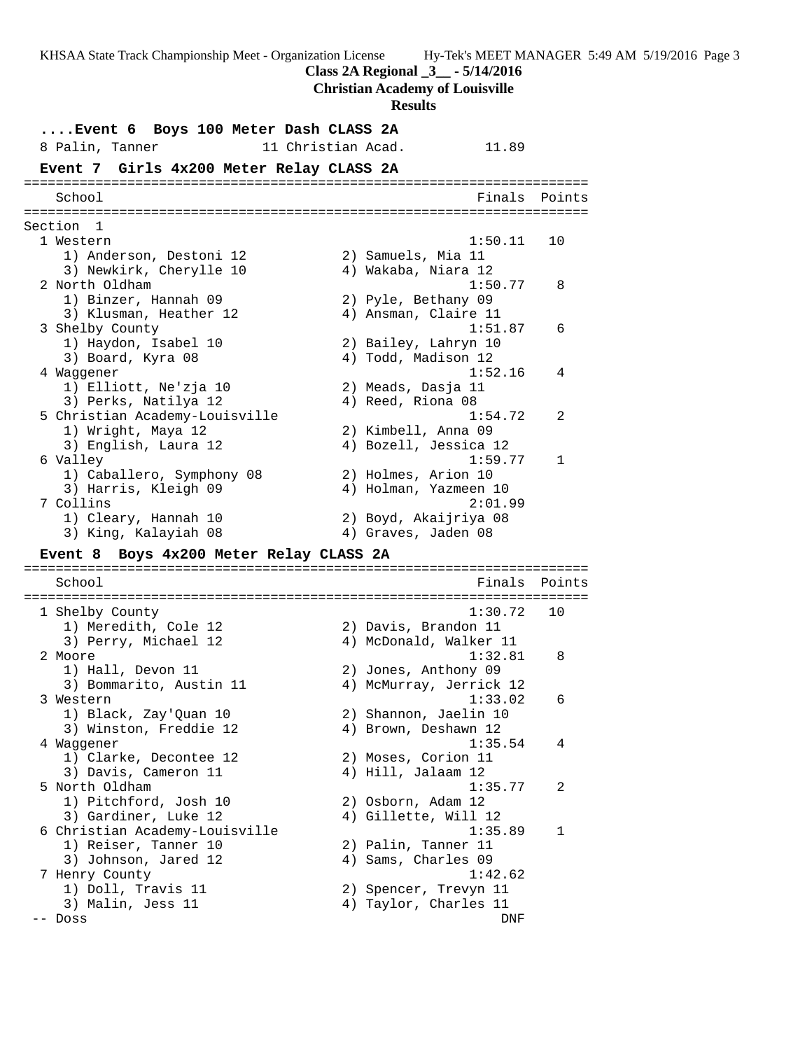## Class 2A Regional _3__ - 5/14/2016
### Christian Academy of Louisville
### Results

**....Event 6 Boys 100 Meter Dash CLASS 2A**

```
  8 Palin, Tanner              11 Christian Acad.         11.89
```

**Event 7 Girls 4x200 Meter Relay CLASS 2A**

```
=======================================================================
    School                                            Finals  Points
=======================================================================
Section  1
  1 Western                                          1:50.11   10
     1) Anderson, Destoni 12            2) Samuels, Mia 11
     3) Newkirk, Cherylle 10            4) Wakaba, Niara 12
  2 North Oldham                                     1:50.77    8
     1) Binzer, Hannah 09               2) Pyle, Bethany 09
     3) Klusman, Heather 12             4) Ansman, Claire 11
  3 Shelby County                                    1:51.87    6
     1) Haydon, Isabel 10               2) Bailey, Lahryn 10
     3) Board, Kyra 08                  4) Todd, Madison 12
  4 Waggener                                         1:52.16    4
     1) Elliott, Ne'zja 10              2) Meads, Dasja 11
     3) Perks, Natilya 12               4) Reed, Riona 08
  5 Christian Academy-Louisville                     1:54.72    2
     1) Wright, Maya 12                 2) Kimbell, Anna 09
     3) English, Laura 12               4) Bozell, Jessica 12
  6 Valley                                           1:59.77    1
     1) Caballero, Symphony 08          2) Holmes, Arion 10
     3) Harris, Kleigh 09               4) Holman, Yazmeen 10
  7 Collins                                          2:01.99
     1) Cleary, Hannah 10               2) Boyd, Akaijriya 08
     3) King, Kalayiah 08               4) Graves, Jaden 08
```

**Event 8 Boys 4x200 Meter Relay CLASS 2A**

```
=======================================================================
    School                                            Finals  Points
=======================================================================
  1 Shelby County                                    1:30.72   10
     1) Meredith, Cole 12               2) Davis, Brandon 11
     3) Perry, Michael 12               4) McDonald, Walker 11
  2 Moore                                            1:32.81    8
     1) Hall, Devon 11                  2) Jones, Anthony 09
     3) Bommarito, Austin 11            4) McMurray, Jerrick 12
  3 Western                                          1:33.02    6
     1) Black, Zay'Quan 10              2) Shannon, Jaelin 10
     3) Winston, Freddie 12             4) Brown, Deshawn 12
  4 Waggener                                         1:35.54    4
     1) Clarke, Decontee 12             2) Moses, Corion 11
     3) Davis, Cameron 11               4) Hill, Jalaam 12
  5 North Oldham                                     1:35.77    2
     1) Pitchford, Josh 10              2) Osborn, Adam 12
     3) Gardiner, Luke 12               4) Gillette, Will 12
  6 Christian Academy-Louisville                     1:35.89    1
     1) Reiser, Tanner 10               2) Palin, Tanner 11
     3) Johnson, Jared 12               4) Sams, Charles 09
  7 Henry County                                     1:42.62
     1) Doll, Travis 11                 2) Spencer, Trevyn 11
     3) Malin, Jess 11                  4) Taylor, Charles 11
 -- Doss                                                 DNF
```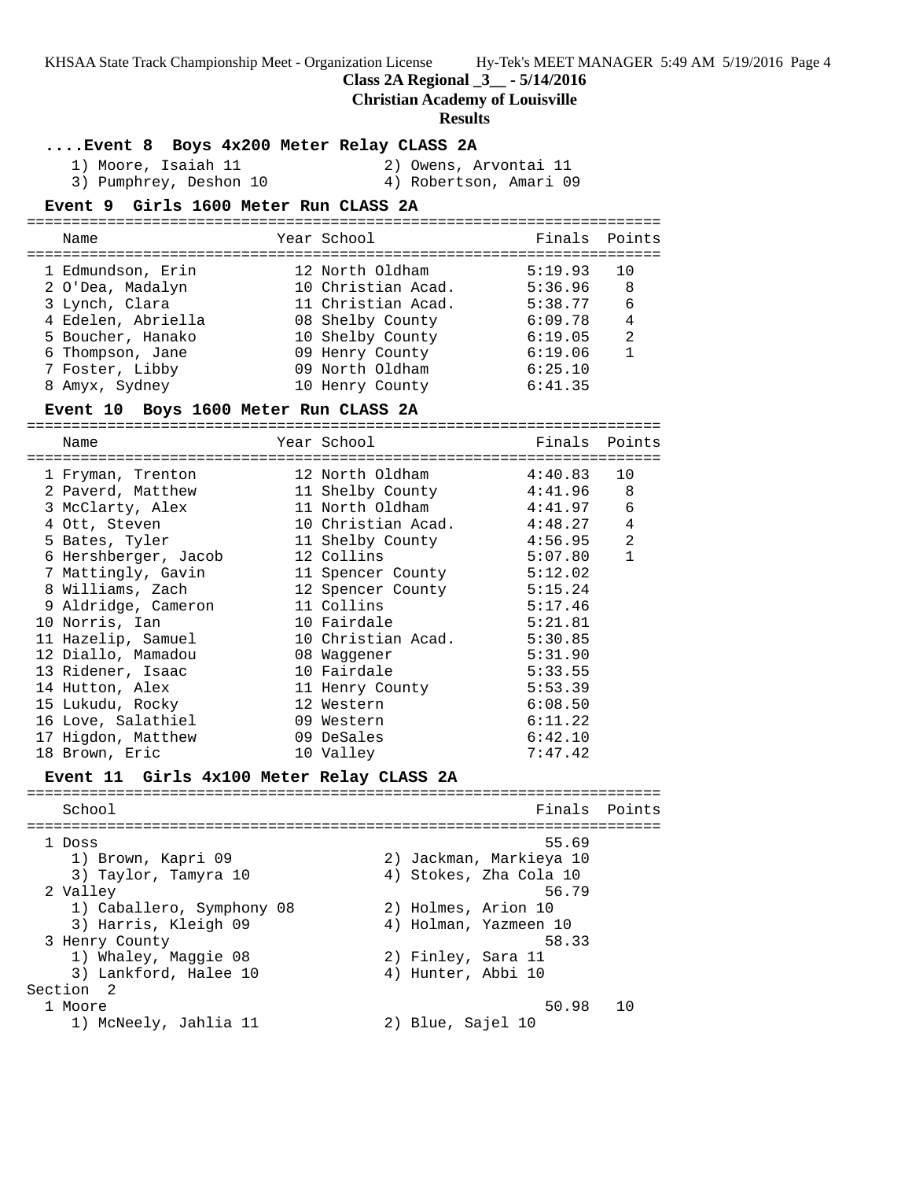## Class 2A Regional _3__ - 5/14/2016
## Christian Academy of Louisville
## Results

### ....Event 8 Boys 4x200 Meter Relay CLASS 2A

1) Moore, Isaiah 11 2) Owens, Arvontai 11
3) Pumphrey, Deshon 10 4) Robertson, Amari 09

### Event 9 Girls 1600 Meter Run CLASS 2A

| Name | Year | School | Finals | Points |
|---|---|---|---|---|
| 1 Edmundson, Erin | 12 | North Oldham | 5:19.93 | 10 |
| 2 O'Dea, Madalyn | 10 | Christian Acad. | 5:36.96 | 8 |
| 3 Lynch, Clara | 11 | Christian Acad. | 5:38.77 | 6 |
| 4 Edelen, Abriella | 08 | Shelby County | 6:09.78 | 4 |
| 5 Boucher, Hanako | 10 | Shelby County | 6:19.05 | 2 |
| 6 Thompson, Jane | 09 | Henry County | 6:19.06 | 1 |
| 7 Foster, Libby | 09 | North Oldham | 6:25.10 | |
| 8 Amyx, Sydney | 10 | Henry County | 6:41.35 | |

### Event 10 Boys 1600 Meter Run CLASS 2A

| Name | Year | School | Finals | Points |
|---|---|---|---|---|
| 1 Fryman, Trenton | 12 | North Oldham | 4:40.83 | 10 |
| 2 Paverd, Matthew | 11 | Shelby County | 4:41.96 | 8 |
| 3 McClarty, Alex | 11 | North Oldham | 4:41.97 | 6 |
| 4 Ott, Steven | 10 | Christian Acad. | 4:48.27 | 4 |
| 5 Bates, Tyler | 11 | Shelby County | 4:56.95 | 2 |
| 6 Hershberger, Jacob | 12 | Collins | 5:07.80 | 1 |
| 7 Mattingly, Gavin | 11 | Spencer County | 5:12.02 | |
| 8 Williams, Zach | 12 | Spencer County | 5:15.24 | |
| 9 Aldridge, Cameron | 11 | Collins | 5:17.46 | |
| 10 Norris, Ian | 10 | Fairdale | 5:21.81 | |
| 11 Hazelip, Samuel | 10 | Christian Acad. | 5:30.85 | |
| 12 Diallo, Mamadou | 08 | Waggener | 5:31.90 | |
| 13 Ridener, Isaac | 10 | Fairdale | 5:33.55 | |
| 14 Hutton, Alex | 11 | Henry County | 5:53.39 | |
| 15 Lukudu, Rocky | 12 | Western | 6:08.50 | |
| 16 Love, Salathiel | 09 | Western | 6:11.22 | |
| 17 Higdon, Matthew | 09 | DeSales | 6:42.10 | |
| 18 Brown, Eric | 10 | Valley | 7:47.42 | |

### Event 11 Girls 4x100 Meter Relay CLASS 2A

| School | Finals | Points |
|---|---|---|
| 1 Doss | 55.69 | |
| 1) Brown, Kapri 09; 2) Jackman, Markieya 10; 3) Taylor, Tamyra 10; 4) Stokes, Zha Cola 10 | | |
| 2 Valley | 56.79 | |
| 1) Caballero, Symphony 08; 2) Holmes, Arion 10; 3) Harris, Kleigh 09; 4) Holman, Yazmeen 10 | | |
| 3 Henry County | 58.33 | |
| 1) Whaley, Maggie 08; 2) Finley, Sara 11; 3) Lankford, Halee 10; 4) Hunter, Abbi 10 | | |
| **Section 2** | | |
| 1 Moore | 50.98 | 10 |
| 1) McNeely, Jahlia 11; 2) Blue, Sajel 10 | | |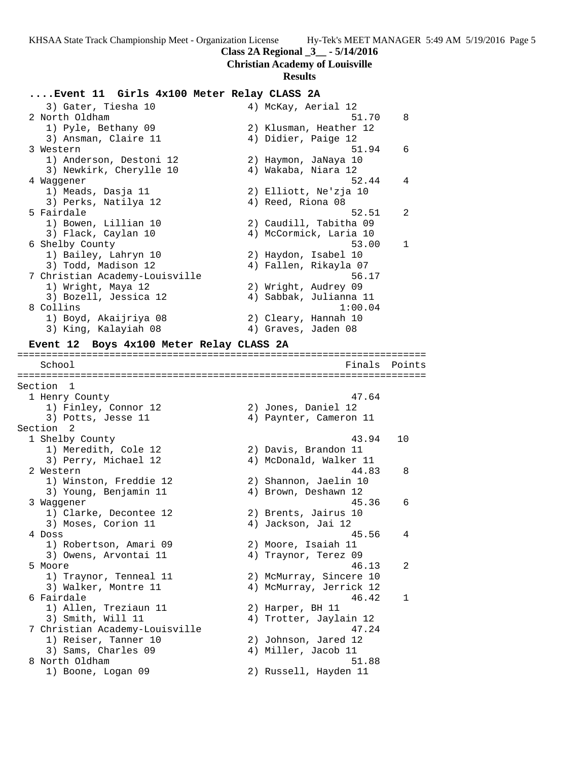**Class 2A Regional _3__ - 5/14/2016**
**Christian Academy of Louisville**
**Results**

### ....Event 11 Girls 4x100 Meter Relay CLASS 2A

```
    3) Gater, Tiesha 10                4) McKay, Aerial 12
  2 North Oldham                                   51.70    8
    1) Pyle, Bethany 09                2) Klusman, Heather 12
    3) Ansman, Claire 11               4) Didier, Paige 12
  3 Western                                        51.94    6
    1) Anderson, Destoni 12            2) Haymon, JaNaya 10
    3) Newkirk, Cherylle 10            4) Wakaba, Niara 12
  4 Waggener                                       52.44    4
    1) Meads, Dasja 11                 2) Elliott, Ne'zja 10
    3) Perks, Natilya 12               4) Reed, Riona 08
  5 Fairdale                                       52.51    2
    1) Bowen, Lillian 10               2) Caudill, Tabitha 09
    3) Flack, Caylan 10                4) McCormick, Laria 10
  6 Shelby County                                  53.00    1
    1) Bailey, Lahryn 10               2) Haydon, Isabel 10
    3) Todd, Madison 12                4) Fallen, Rikayla 07
  7 Christian Academy-Louisville                   56.17
    1) Wright, Maya 12                 2) Wright, Audrey 09
    3) Bozell, Jessica 12              4) Sabbak, Julianna 11
  8 Collins                                      1:00.04
    1) Boyd, Akaijriya 08              2) Cleary, Hannah 10
    3) King, Kalayiah 08               4) Graves, Jaden 08
```

### Event 12 Boys 4x100 Meter Relay CLASS 2A

```
=======================================================================
    School                                          Finals  Points
=======================================================================
Section  1
  1 Henry County                                   47.64
    1) Finley, Connor 12               2) Jones, Daniel 12
    3) Potts, Jesse 11                 4) Paynter, Cameron 11
Section  2
  1 Shelby County                                  43.94   10
    1) Meredith, Cole 12               2) Davis, Brandon 11
    3) Perry, Michael 12               4) McDonald, Walker 11
  2 Western                                        44.83    8
    1) Winston, Freddie 12             2) Shannon, Jaelin 10
    3) Young, Benjamin 11              4) Brown, Deshawn 12
  3 Waggener                                       45.36    6
    1) Clarke, Decontee 12             2) Brents, Jairus 10
    3) Moses, Corion 11                4) Jackson, Jai 12
  4 Doss                                           45.56    4
    1) Robertson, Amari 09             2) Moore, Isaiah 11
    3) Owens, Arvontai 11              4) Traynor, Terez 09
  5 Moore                                          46.13    2
    1) Traynor, Tenneal 11             2) McMurray, Sincere 10
    3) Walker, Montre 11               4) McMurray, Jerrick 12
  6 Fairdale                                       46.42    1
    1) Allen, Treziaun 11              2) Harper, BH 11
    3) Smith, Will 11                  4) Trotter, Jaylain 12
  7 Christian Academy-Louisville                   47.24
    1) Reiser, Tanner 10               2) Johnson, Jared 12
    3) Sams, Charles 09                4) Miller, Jacob 11
  8 North Oldham                                   51.88
    1) Boone, Logan 09                 2) Russell, Hayden 11
```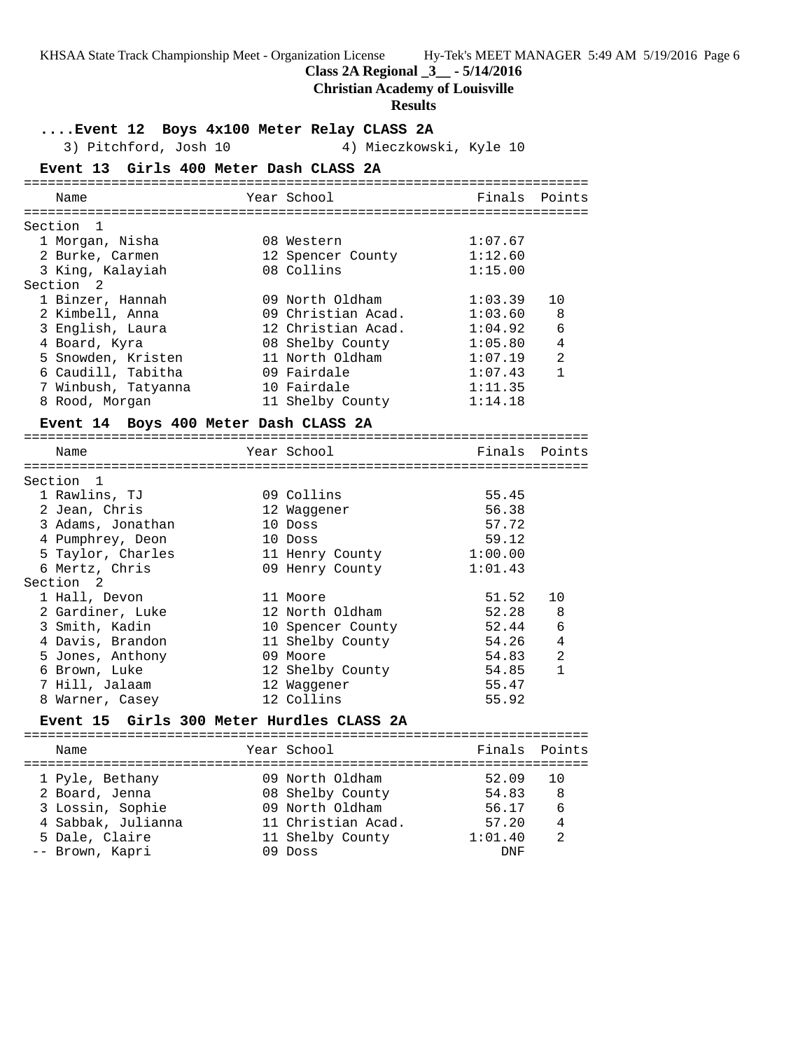**Class 2A Regional _3__ - 5/14/2016**

**Christian Academy of Louisville**

**Results**

### ....Event 12 Boys 4x100 Meter Relay CLASS 2A

3) Pitchford, Josh 10 &nbsp;&nbsp;&nbsp;&nbsp; 4) Mieczkowski, Kyle 10

### Event 13 Girls 400 Meter Dash CLASS 2A

| Name | Year | School | Finals | Points |
|---|---|---|---|---|
| **Section 1** | | | | |
| 1 Morgan, Nisha | 08 | Western | 1:07.67 | |
| 2 Burke, Carmen | 12 | Spencer County | 1:12.60 | |
| 3 King, Kalayiah | 08 | Collins | 1:15.00 | |
| **Section 2** | | | | |
| 1 Binzer, Hannah | 09 | North Oldham | 1:03.39 | 10 |
| 2 Kimbell, Anna | 09 | Christian Acad. | 1:03.60 | 8 |
| 3 English, Laura | 12 | Christian Acad. | 1:04.92 | 6 |
| 4 Board, Kyra | 08 | Shelby County | 1:05.80 | 4 |
| 5 Snowden, Kristen | 11 | North Oldham | 1:07.19 | 2 |
| 6 Caudill, Tabitha | 09 | Fairdale | 1:07.43 | 1 |
| 7 Winbush, Tatyanna | 10 | Fairdale | 1:11.35 | |
| 8 Rood, Morgan | 11 | Shelby County | 1:14.18 | |

### Event 14 Boys 400 Meter Dash CLASS 2A

| Name | Year | School | Finals | Points |
|---|---|---|---|---|
| **Section 1** | | | | |
| 1 Rawlins, TJ | 09 | Collins | 55.45 | |
| 2 Jean, Chris | 12 | Waggener | 56.38 | |
| 3 Adams, Jonathan | 10 | Doss | 57.72 | |
| 4 Pumphrey, Deon | 10 | Doss | 59.12 | |
| 5 Taylor, Charles | 11 | Henry County | 1:00.00 | |
| 6 Mertz, Chris | 09 | Henry County | 1:01.43 | |
| **Section 2** | | | | |
| 1 Hall, Devon | 11 | Moore | 51.52 | 10 |
| 2 Gardiner, Luke | 12 | North Oldham | 52.28 | 8 |
| 3 Smith, Kadin | 10 | Spencer County | 52.44 | 6 |
| 4 Davis, Brandon | 11 | Shelby County | 54.26 | 4 |
| 5 Jones, Anthony | 09 | Moore | 54.83 | 2 |
| 6 Brown, Luke | 12 | Shelby County | 54.85 | 1 |
| 7 Hill, Jalaam | 12 | Waggener | 55.47 | |
| 8 Warner, Casey | 12 | Collins | 55.92 | |

### Event 15 Girls 300 Meter Hurdles CLASS 2A

| Name | Year | School | Finals | Points |
|---|---|---|---|---|
| 1 Pyle, Bethany | 09 | North Oldham | 52.09 | 10 |
| 2 Board, Jenna | 08 | Shelby County | 54.83 | 8 |
| 3 Lossin, Sophie | 09 | North Oldham | 56.17 | 6 |
| 4 Sabbak, Julianna | 11 | Christian Acad. | 57.20 | 4 |
| 5 Dale, Claire | 11 | Shelby County | 1:01.40 | 2 |
| -- Brown, Kapri | 09 | Doss | DNF | |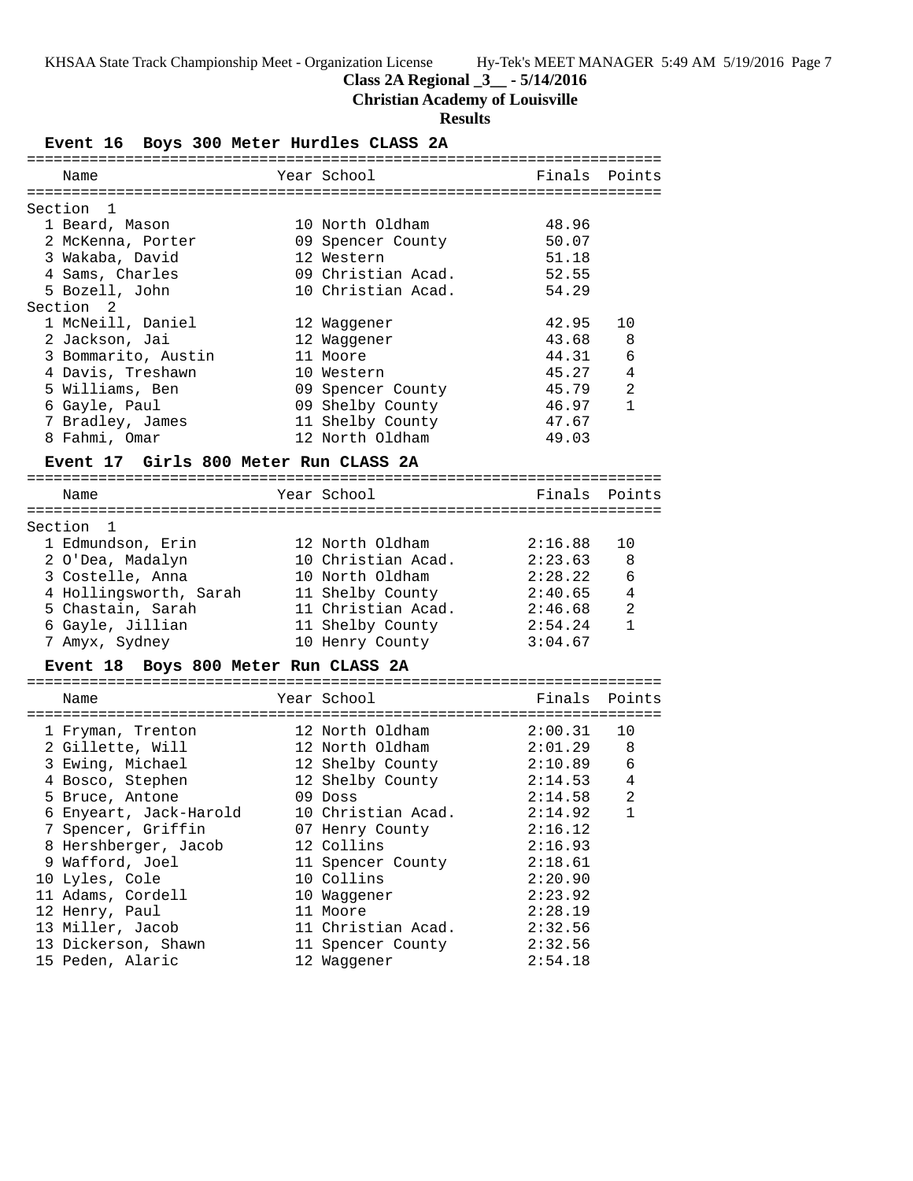**Class 2A Regional _3__ - 5/14/2016**

**Christian Academy of Louisville**

**Results**

### Event 16 Boys 300 Meter Hurdles CLASS 2A

| | Name | Year | School | Finals | Points |
|---|---|---|---|---|---|
| **Section 1** | | | | | |
| 1 | Beard, Mason | 10 | North Oldham | 48.96 | |
| 2 | McKenna, Porter | 09 | Spencer County | 50.07 | |
| 3 | Wakaba, David | 12 | Western | 51.18 | |
| 4 | Sams, Charles | 09 | Christian Acad. | 52.55 | |
| 5 | Bozell, John | 10 | Christian Acad. | 54.29 | |
| **Section 2** | | | | | |
| 1 | McNeill, Daniel | 12 | Waggener | 42.95 | 10 |
| 2 | Jackson, Jai | 12 | Waggener | 43.68 | 8 |
| 3 | Bommarito, Austin | 11 | Moore | 44.31 | 6 |
| 4 | Davis, Treshawn | 10 | Western | 45.27 | 4 |
| 5 | Williams, Ben | 09 | Spencer County | 45.79 | 2 |
| 6 | Gayle, Paul | 09 | Shelby County | 46.97 | 1 |
| 7 | Bradley, James | 11 | Shelby County | 47.67 | |
| 8 | Fahmi, Omar | 12 | North Oldham | 49.03 | |

### Event 17 Girls 800 Meter Run CLASS 2A

| | Name | Year | School | Finals | Points |
|---|---|---|---|---|---|
| **Section 1** | | | | | |
| 1 | Edmundson, Erin | 12 | North Oldham | 2:16.88 | 10 |
| 2 | O'Dea, Madalyn | 10 | Christian Acad. | 2:23.63 | 8 |
| 3 | Costelle, Anna | 10 | North Oldham | 2:28.22 | 6 |
| 4 | Hollingsworth, Sarah | 11 | Shelby County | 2:40.65 | 4 |
| 5 | Chastain, Sarah | 11 | Christian Acad. | 2:46.68 | 2 |
| 6 | Gayle, Jillian | 11 | Shelby County | 2:54.24 | 1 |
| 7 | Amyx, Sydney | 10 | Henry County | 3:04.67 | |

### Event 18 Boys 800 Meter Run CLASS 2A

| | Name | Year | School | Finals | Points |
|---|---|---|---|---|---|
| 1 | Fryman, Trenton | 12 | North Oldham | 2:00.31 | 10 |
| 2 | Gillette, Will | 12 | North Oldham | 2:01.29 | 8 |
| 3 | Ewing, Michael | 12 | Shelby County | 2:10.89 | 6 |
| 4 | Bosco, Stephen | 12 | Shelby County | 2:14.53 | 4 |
| 5 | Bruce, Antone | 09 | Doss | 2:14.58 | 2 |
| 6 | Enyeart, Jack-Harold | 10 | Christian Acad. | 2:14.92 | 1 |
| 7 | Spencer, Griffin | 07 | Henry County | 2:16.12 | |
| 8 | Hershberger, Jacob | 12 | Collins | 2:16.93 | |
| 9 | Wafford, Joel | 11 | Spencer County | 2:18.61 | |
| 10 | Lyles, Cole | 10 | Collins | 2:20.90 | |
| 11 | Adams, Cordell | 10 | Waggener | 2:23.92 | |
| 12 | Henry, Paul | 11 | Moore | 2:28.19 | |
| 13 | Miller, Jacob | 11 | Christian Acad. | 2:32.56 | |
| 13 | Dickerson, Shawn | 11 | Spencer County | 2:32.56 | |
| 15 | Peden, Alaric | 12 | Waggener | 2:54.18 | |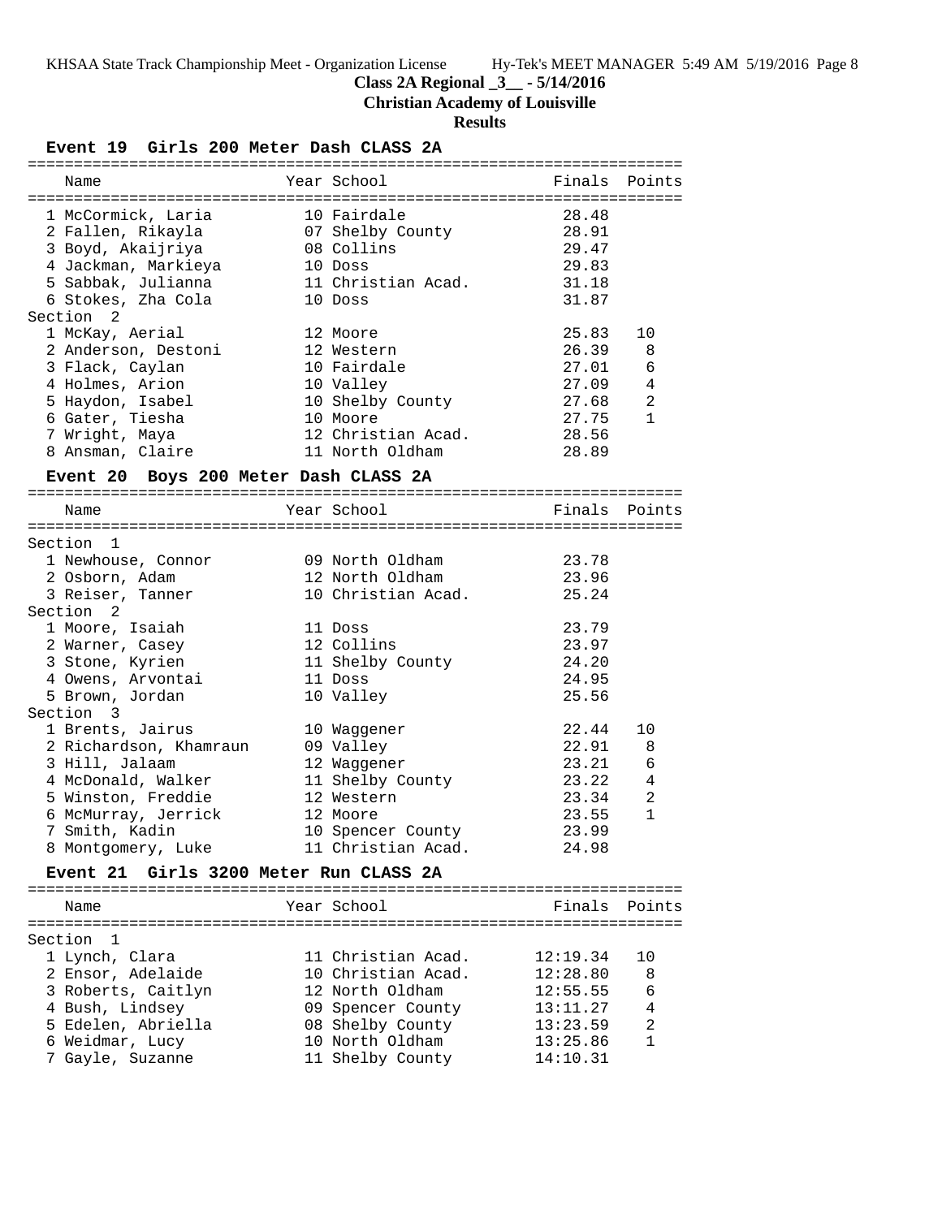## Class 2A Regional _3__ - 5/14/2016

**Christian Academy of Louisville**

**Results**

### Event 19 Girls 200 Meter Dash CLASS 2A

| Name | Year | School | Finals | Points |
|---|---|---|---|---|
| 1 McCormick, Laria | 10 | Fairdale | 28.48 | |
| 2 Fallen, Rikayla | 07 | Shelby County | 28.91 | |
| 3 Boyd, Akaijriya | 08 | Collins | 29.47 | |
| 4 Jackman, Markieya | 10 | Doss | 29.83 | |
| 5 Sabbak, Julianna | 11 | Christian Acad. | 31.18 | |
| 6 Stokes, Zha Cola | 10 | Doss | 31.87 | |
| **Section 2** | | | | |
| 1 McKay, Aerial | 12 | Moore | 25.83 | 10 |
| 2 Anderson, Destoni | 12 | Western | 26.39 | 8 |
| 3 Flack, Caylan | 10 | Fairdale | 27.01 | 6 |
| 4 Holmes, Arion | 10 | Valley | 27.09 | 4 |
| 5 Haydon, Isabel | 10 | Shelby County | 27.68 | 2 |
| 6 Gater, Tiesha | 10 | Moore | 27.75 | 1 |
| 7 Wright, Maya | 12 | Christian Acad. | 28.56 | |
| 8 Ansman, Claire | 11 | North Oldham | 28.89 | |

### Event 20 Boys 200 Meter Dash CLASS 2A

| Name | Year | School | Finals | Points |
|---|---|---|---|---|
| **Section 1** | | | | |
| 1 Newhouse, Connor | 09 | North Oldham | 23.78 | |
| 2 Osborn, Adam | 12 | North Oldham | 23.96 | |
| 3 Reiser, Tanner | 10 | Christian Acad. | 25.24 | |
| **Section 2** | | | | |
| 1 Moore, Isaiah | 11 | Doss | 23.79 | |
| 2 Warner, Casey | 12 | Collins | 23.97 | |
| 3 Stone, Kyrien | 11 | Shelby County | 24.20 | |
| 4 Owens, Arvontai | 11 | Doss | 24.95 | |
| 5 Brown, Jordan | 10 | Valley | 25.56 | |
| **Section 3** | | | | |
| 1 Brents, Jairus | 10 | Waggener | 22.44 | 10 |
| 2 Richardson, Khamraun | 09 | Valley | 22.91 | 8 |
| 3 Hill, Jalaam | 12 | Waggener | 23.21 | 6 |
| 4 McDonald, Walker | 11 | Shelby County | 23.22 | 4 |
| 5 Winston, Freddie | 12 | Western | 23.34 | 2 |
| 6 McMurray, Jerrick | 12 | Moore | 23.55 | 1 |
| 7 Smith, Kadin | 10 | Spencer County | 23.99 | |
| 8 Montgomery, Luke | 11 | Christian Acad. | 24.98 | |

### Event 21 Girls 3200 Meter Run CLASS 2A

| Name | Year | School | Finals | Points |
|---|---|---|---|---|
| **Section 1** | | | | |
| 1 Lynch, Clara | 11 | Christian Acad. | 12:19.34 | 10 |
| 2 Ensor, Adelaide | 10 | Christian Acad. | 12:28.80 | 8 |
| 3 Roberts, Caitlyn | 12 | North Oldham | 12:55.55 | 6 |
| 4 Bush, Lindsey | 09 | Spencer County | 13:11.27 | 4 |
| 5 Edelen, Abriella | 08 | Shelby County | 13:23.59 | 2 |
| 6 Weidmar, Lucy | 10 | North Oldham | 13:25.86 | 1 |
| 7 Gayle, Suzanne | 11 | Shelby County | 14:10.31 | |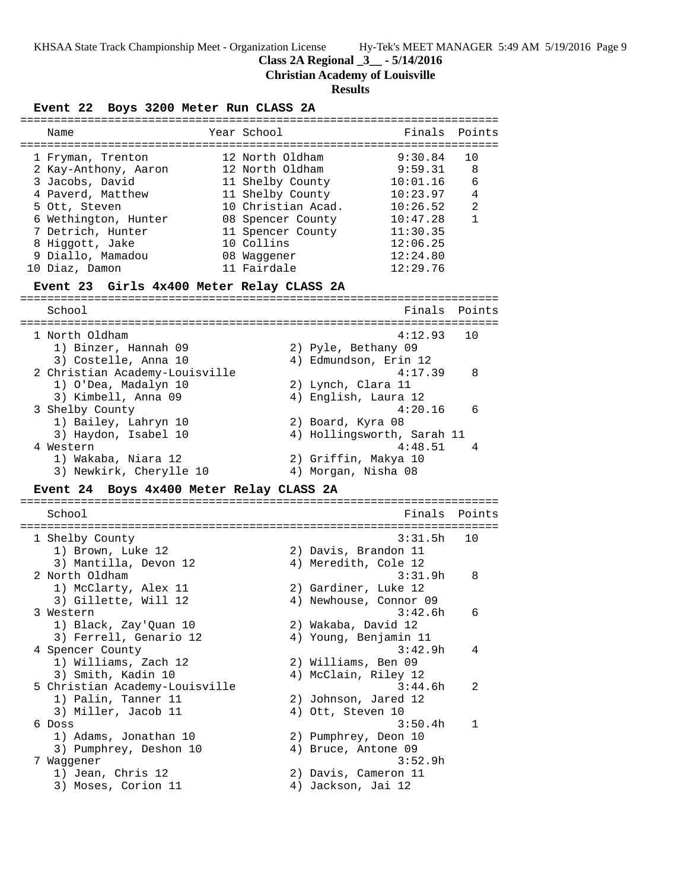# Class 2A Regional _3__ - 5/14/2016
## Christian Academy of Louisville
### Results

**Event 22 Boys 3200 Meter Run CLASS 2A**

| | Name | Year | School | Finals | Points |
|---|---|---|---|---|---|
| 1 | Fryman, Trenton | 12 | North Oldham | 9:30.84 | 10 |
| 2 | Kay-Anthony, Aaron | 12 | North Oldham | 9:59.31 | 8 |
| 3 | Jacobs, David | 11 | Shelby County | 10:01.16 | 6 |
| 4 | Paverd, Matthew | 11 | Shelby County | 10:23.97 | 4 |
| 5 | Ott, Steven | 10 | Christian Acad. | 10:26.52 | 2 |
| 6 | Wethington, Hunter | 08 | Spencer County | 10:47.28 | 1 |
| 7 | Detrich, Hunter | 11 | Spencer County | 11:30.35 | |
| 8 | Higgott, Jake | 10 | Collins | 12:06.25 | |
| 9 | Diallo, Mamadou | 08 | Waggener | 12:24.80 | |
| 10 | Diaz, Damon | 11 | Fairdale | 12:29.76 | |

**Event 23 Girls 4x400 Meter Relay CLASS 2A**

| | School | Finals | Points |
|---|---|---|---|
| 1 | North Oldham | 4:12.93 | 10 |
| | 1) Binzer, Hannah 09; 2) Pyle, Bethany 09; 3) Costelle, Anna 10; 4) Edmundson, Erin 12 | | |
| 2 | Christian Academy-Louisville | 4:17.39 | 8 |
| | 1) O'Dea, Madalyn 10; 2) Lynch, Clara 11; 3) Kimbell, Anna 09; 4) English, Laura 12 | | |
| 3 | Shelby County | 4:20.16 | 6 |
| | 1) Bailey, Lahryn 10; 2) Board, Kyra 08; 3) Haydon, Isabel 10; 4) Hollingsworth, Sarah 11 | | |
| 4 | Western | 4:48.51 | 4 |
| | 1) Wakaba, Niara 12; 2) Griffin, Makya 10; 3) Newkirk, Cherylle 10; 4) Morgan, Nisha 08 | | |

**Event 24 Boys 4x400 Meter Relay CLASS 2A**

| | School | Finals | Points |
|---|---|---|---|
| 1 | Shelby County | 3:31.5h | 10 |
| | 1) Brown, Luke 12; 2) Davis, Brandon 11; 3) Mantilla, Devon 12; 4) Meredith, Cole 12 | | |
| 2 | North Oldham | 3:31.9h | 8 |
| | 1) McClarty, Alex 11; 2) Gardiner, Luke 12; 3) Gillette, Will 12; 4) Newhouse, Connor 09 | | |
| 3 | Western | 3:42.6h | 6 |
| | 1) Black, Zay'Quan 10; 2) Wakaba, David 12; 3) Ferrell, Genario 12; 4) Young, Benjamin 11 | | |
| 4 | Spencer County | 3:42.9h | 4 |
| | 1) Williams, Zach 12; 2) Williams, Ben 09; 3) Smith, Kadin 10; 4) McClain, Riley 12 | | |
| 5 | Christian Academy-Louisville | 3:44.6h | 2 |
| | 1) Palin, Tanner 11; 2) Johnson, Jared 12; 3) Miller, Jacob 11; 4) Ott, Steven 10 | | |
| 6 | Doss | 3:50.4h | 1 |
| | 1) Adams, Jonathan 10; 2) Pumphrey, Deon 10; 3) Pumphrey, Deshon 10; 4) Bruce, Antone 09 | | |
| 7 | Waggener | 3:52.9h | |
| | 1) Jean, Chris 12; 2) Davis, Cameron 11; 3) Moses, Corion 11; 4) Jackson, Jai 12 | | |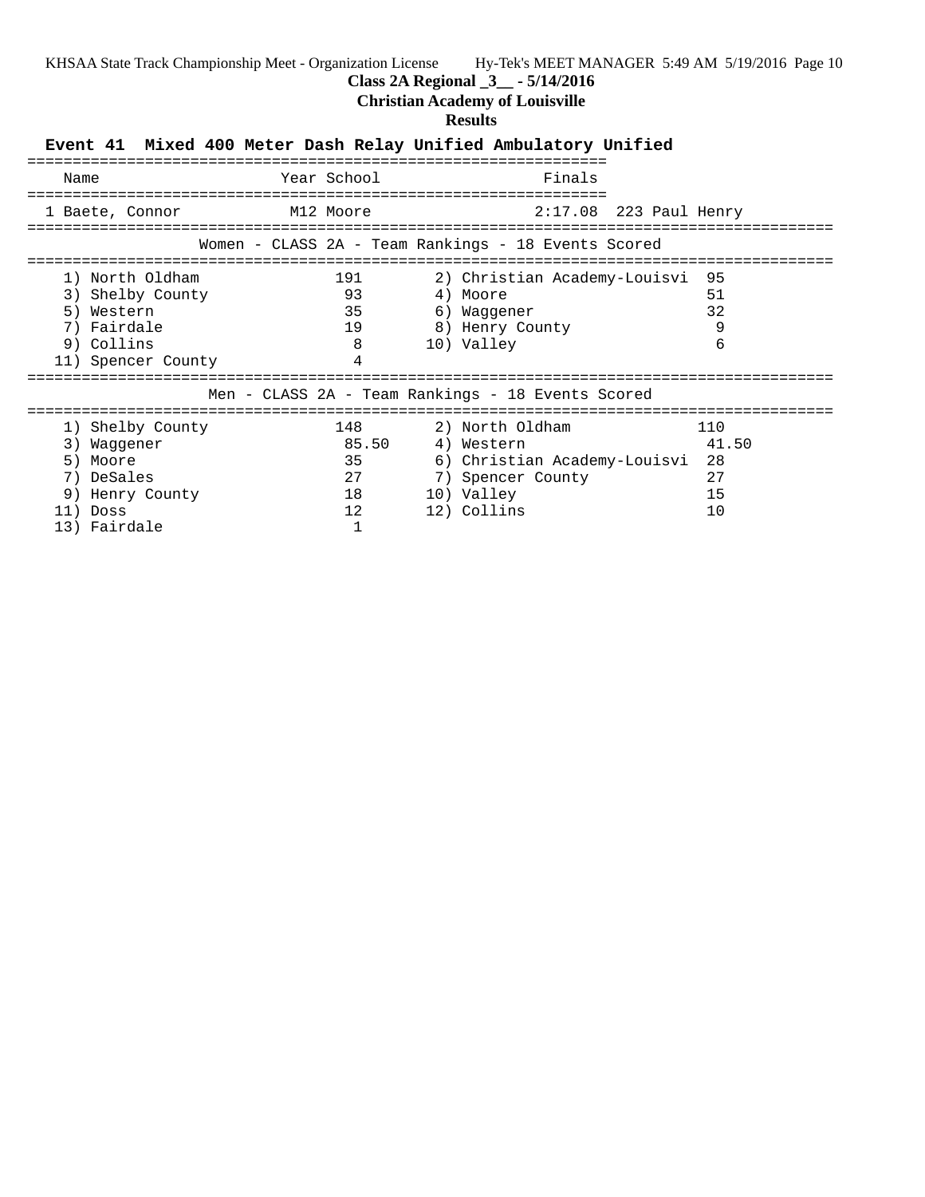**Class 2A Regional _3__ - 5/14/2016**

**Christian Academy of Louisville**

**Results**

### Event 41 Mixed 400 Meter Dash Relay Unified Ambulatory Unified

| Name | Year | School | Finals | |
|---|---|---|---|---|
| 1 Baete, Connor | M12 | Moore | 2:17.08 | 223 Paul Henry |

### Women - CLASS 2A - Team Rankings - 18 Events Scored

| | | | |
|---|---|---|---|
| 1) North Oldham | 191 | 2) Christian Academy-Louisvi | 95 |
| 3) Shelby County | 93 | 4) Moore | 51 |
| 5) Western | 35 | 6) Waggener | 32 |
| 7) Fairdale | 19 | 8) Henry County | 9 |
| 9) Collins | 8 | 10) Valley | 6 |
| 11) Spencer County | 4 | | |

### Men - CLASS 2A - Team Rankings - 18 Events Scored

| | | | |
|---|---|---|---|
| 1) Shelby County | 148 | 2) North Oldham | 110 |
| 3) Waggener | 85.50 | 4) Western | 41.50 |
| 5) Moore | 35 | 6) Christian Academy-Louisvi | 28 |
| 7) DeSales | 27 | 7) Spencer County | 27 |
| 9) Henry County | 18 | 10) Valley | 15 |
| 11) Doss | 12 | 12) Collins | 10 |
| 13) Fairdale | 1 | | |